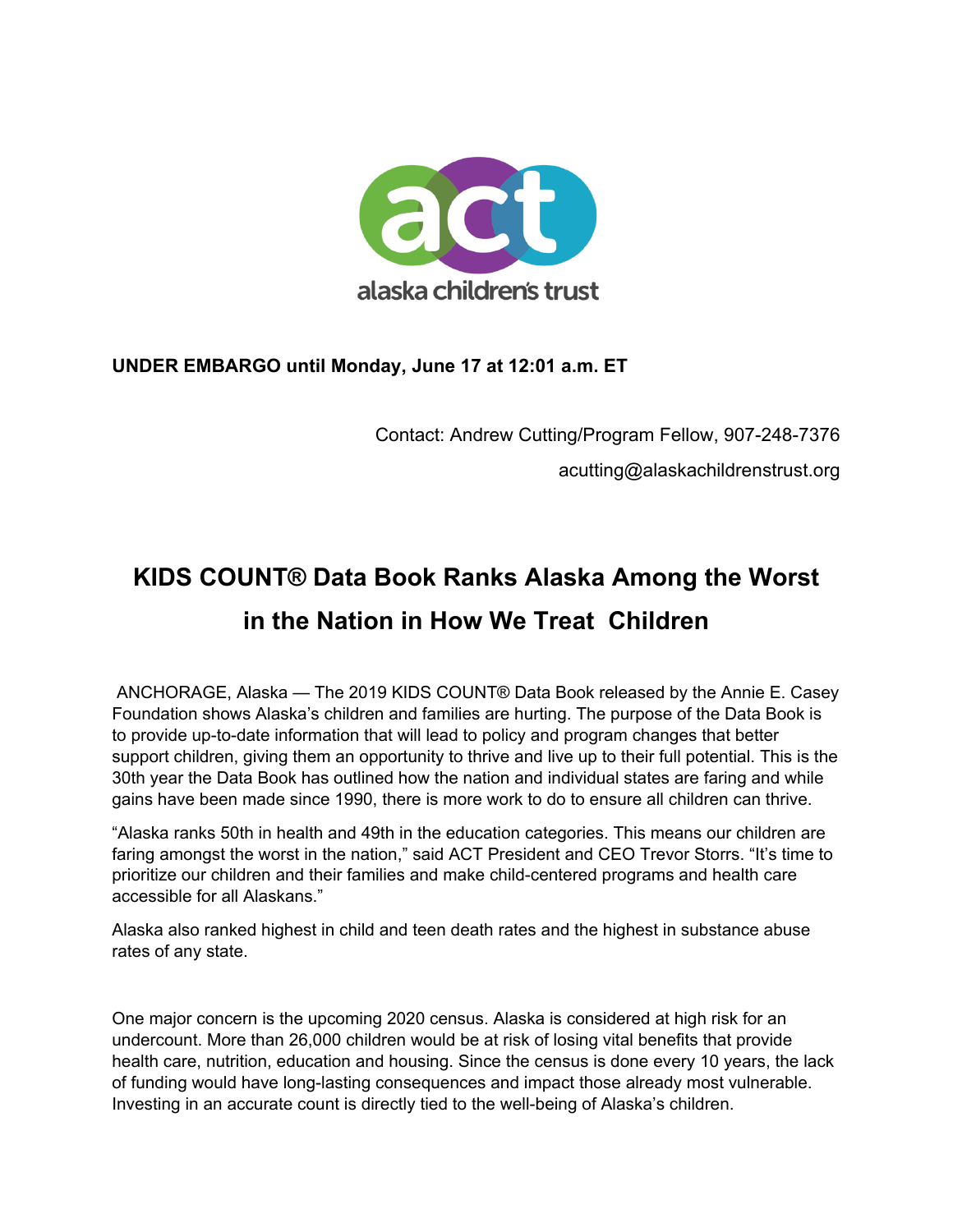act

alaska children's trust

**UNDER EMBARGO until Monday, June 17 at 12:01 a.m. ET**

Contact: Andrew Cutting/Program Fellow, 907-248-7376

acutting@alaskachildrenstrust.org

# KIDS COUNT® Data Book Ranks Alaska Among the Worst in the Nation in How We Treat Children

ANCHORAGE, Alaska — The 2019 KIDS COUNT® Data Book released by the Annie E. Casey Foundation shows Alaska's children and families are hurting. The purpose of the Data Book is to provide up-to-date information that will lead to policy and program changes that better support children, giving them an opportunity to thrive and live up to their full potential. This is the 30th year the Data Book has outlined how the nation and individual states are faring and while gains have been made since 1990, there is more work to do to ensure all children can thrive.

"Alaska ranks 50th in health and 49th in the education categories. This means our children are faring amongst the worst in the nation," said ACT President and CEO Trevor Storrs. "It's time to prioritize our children and their families and make child-centered programs and health care accessible for all Alaskans."

Alaska also ranked highest in child and teen death rates and the highest in substance abuse rates of any state.

One major concern is the upcoming 2020 census. Alaska is considered at high risk for an undercount. More than 26,000 children would be at risk of losing vital benefits that provide health care, nutrition, education and housing. Since the census is done every 10 years, the lack of funding would have long-lasting consequences and impact those already most vulnerable. Investing in an accurate count is directly tied to the well-being of Alaska's children.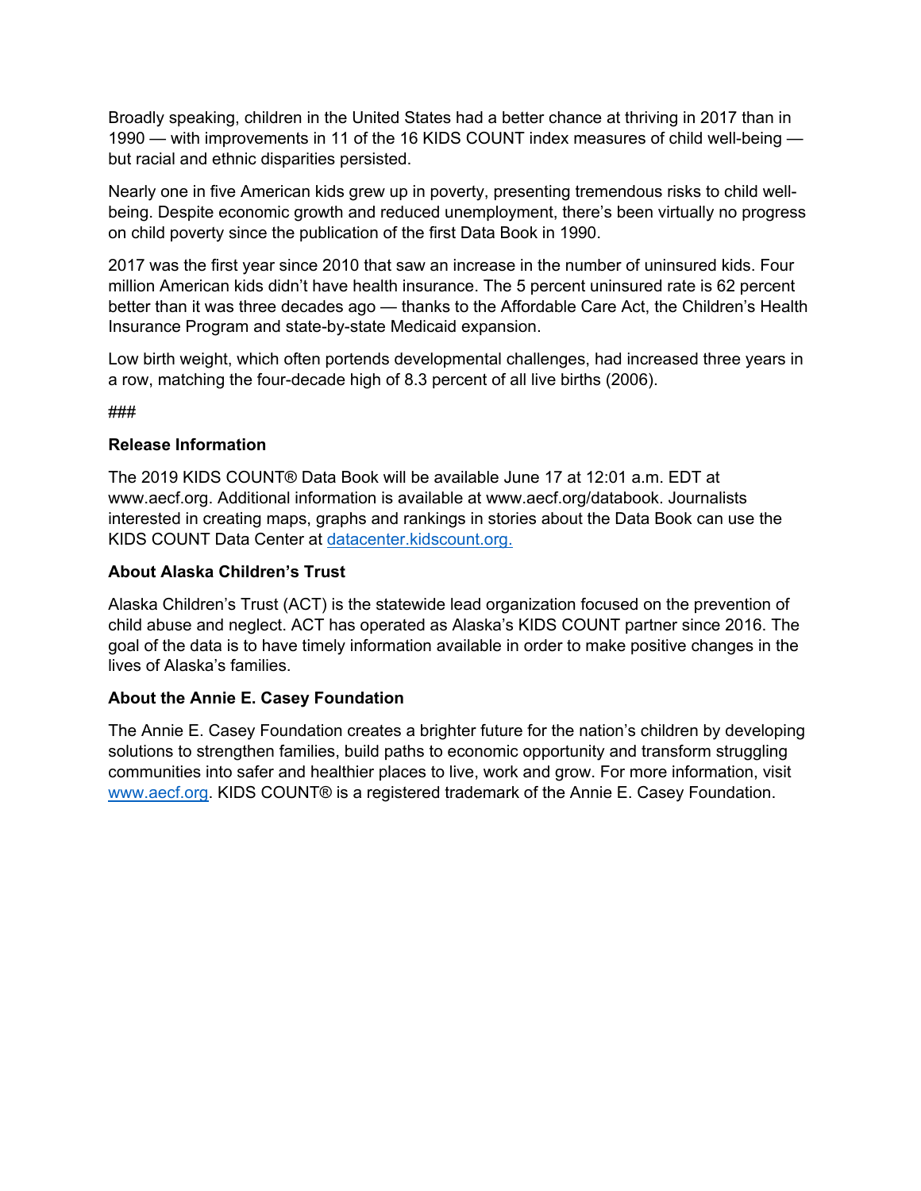Broadly speaking, children in the United States had a better chance at thriving in 2017 than in 1990 — with improvements in 11 of the 16 KIDS COUNT index measures of child well-being — but racial and ethnic disparities persisted.

Nearly one in five American kids grew up in poverty, presenting tremendous risks to child well-being. Despite economic growth and reduced unemployment, there's been virtually no progress on child poverty since the publication of the first Data Book in 1990.

2017 was the first year since 2010 that saw an increase in the number of uninsured kids. Four million American kids didn't have health insurance. The 5 percent uninsured rate is 62 percent better than it was three decades ago — thanks to the Affordable Care Act, the Children's Health Insurance Program and state-by-state Medicaid expansion.

Low birth weight, which often portends developmental challenges, had increased three years in a row, matching the four-decade high of 8.3 percent of all live births (2006).

###

**Release Information**

The 2019 KIDS COUNT® Data Book will be available June 17 at 12:01 a.m. EDT at www.aecf.org. Additional information is available at www.aecf.org/databook. Journalists interested in creating maps, graphs and rankings in stories about the Data Book can use the KIDS COUNT Data Center at [datacenter.kidscount.org.](datacenter.kidscount.org)

**About Alaska Children's Trust**

Alaska Children's Trust (ACT) is the statewide lead organization focused on the prevention of child abuse and neglect. ACT has operated as Alaska's KIDS COUNT partner since 2016. The goal of the data is to have timely information available in order to make positive changes in the lives of Alaska's families.

**About the Annie E. Casey Foundation**

The Annie E. Casey Foundation creates a brighter future for the nation's children by developing solutions to strengthen families, build paths to economic opportunity and transform struggling communities into safer and healthier places to live, work and grow. For more information, visit [www.aecf.org](www.aecf.org). KIDS COUNT® is a registered trademark of the Annie E. Casey Foundation.